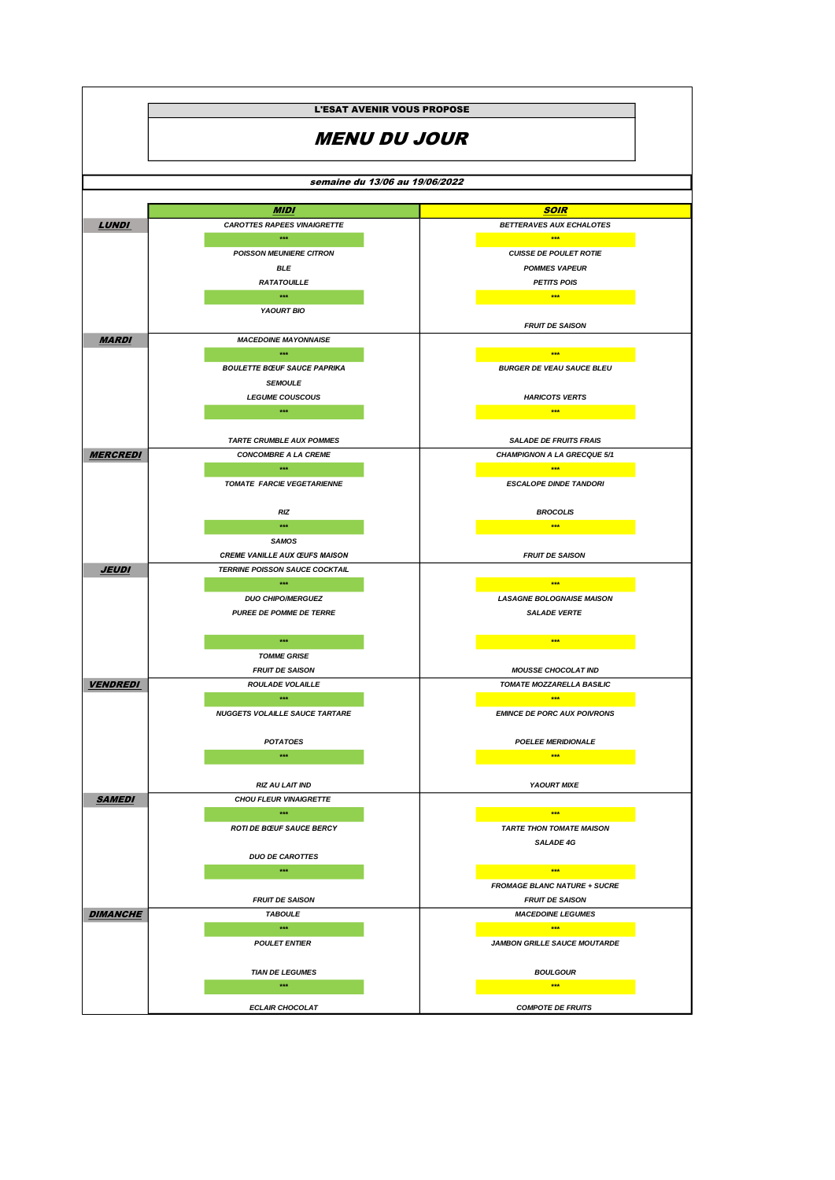**L'ESAT AVENIR VOUS PROPOSE**

# *MENU DU JOUR*

***semaine du 13/06 au 19/06/2022***

| | MIDI | SOIR |
|---|---|---|
| **LUNDI** | CAROTTES RAPEES VINAIGRETTE | BETTERAVES AUX ECHALOTES |
| | *** | *** |
| | POISSON MEUNIERE CITRON | CUISSE DE POULET ROTIE |
| | BLE | POMMES VAPEUR |
| | RATATOUILLE | PETITS POIS |
| | *** | *** |
| | YAOURT BIO | |
| | | FRUIT DE SAISON |
| **MARDI** | MACEDOINE MAYONNAISE | |
| | *** | *** |
| | BOULETTE BŒUF SAUCE PAPRIKA | BURGER DE VEAU SAUCE BLEU |
| | SEMOULE | |
| | LEGUME COUSCOUS | HARICOTS VERTS |
| | *** | *** |
| | TARTE CRUMBLE AUX POMMES | SALADE DE FRUITS FRAIS |
| **MERCREDI** | CONCOMBRE A LA CREME | CHAMPIGNON A LA GRECQUE 5/1 |
| | *** | *** |
| | TOMATE FARCIE VEGETARIENNE | ESCALOPE DINDE TANDORI |
| | RIZ | BROCOLIS |
| | *** | *** |
| | SAMOS | |
| | CREME VANILLE AUX ŒUFS MAISON | FRUIT DE SAISON |
| **JEUDI** | TERRINE POISSON SAUCE COCKTAIL | |
| | *** | *** |
| | DUO CHIPO/MERGUEZ | LASAGNE BOLOGNAISE MAISON |
| | PUREE DE POMME DE TERRE | SALADE VERTE |
| | *** | *** |
| | TOMME GRISE | |
| | FRUIT DE SAISON | MOUSSE CHOCOLAT IND |
| **VENDREDI** | ROULADE VOLAILLE | TOMATE MOZZARELLA BASILIC |
| | *** | *** |
| | NUGGETS VOLAILLE SAUCE TARTARE | EMINCE DE PORC AUX POIVRONS |
| | POTATOES | POELEE MERIDIONALE |
| | *** | *** |
| | RIZ AU LAIT IND | YAOURT MIXE |
| **SAMEDI** | CHOU FLEUR VINAIGRETTE | |
| | *** | *** |
| | ROTI DE BŒUF SAUCE BERCY | TARTE THON TOMATE MAISON |
| | | SALADE 4G |
| | DUO DE CAROTTES | |
| | *** | *** |
| | | FROMAGE BLANC NATURE + SUCRE |
| | FRUIT DE SAISON | FRUIT DE SAISON |
| **DIMANCHE** | TABOULE | MACEDOINE LEGUMES |
| | *** | *** |
| | POULET ENTIER | JAMBON GRILLE SAUCE MOUTARDE |
| | TIAN DE LEGUMES | BOULGOUR |
| | *** | *** |
| | ECLAIR CHOCOLAT | COMPOTE DE FRUITS |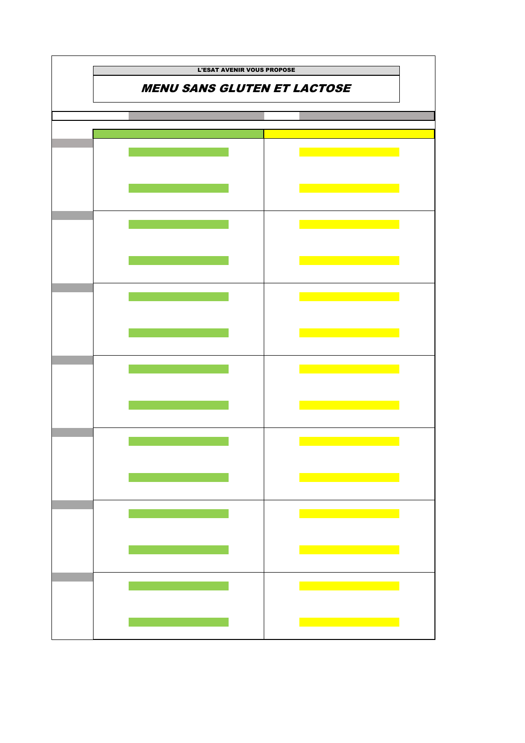L'ESAT AVENIR VOUS PROPOSE

## *MENU SANS GLUTEN ET LACTOSE*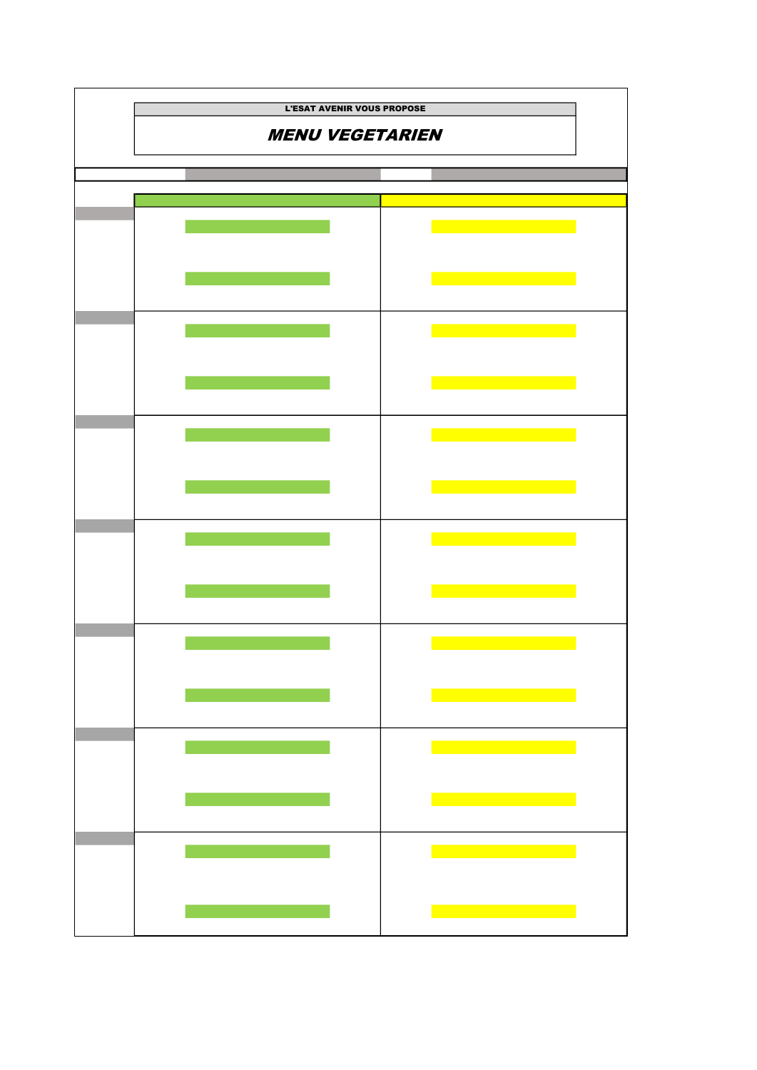L'ESAT AVENIR VOUS PROPOSE

***MENU VEGETARIEN***